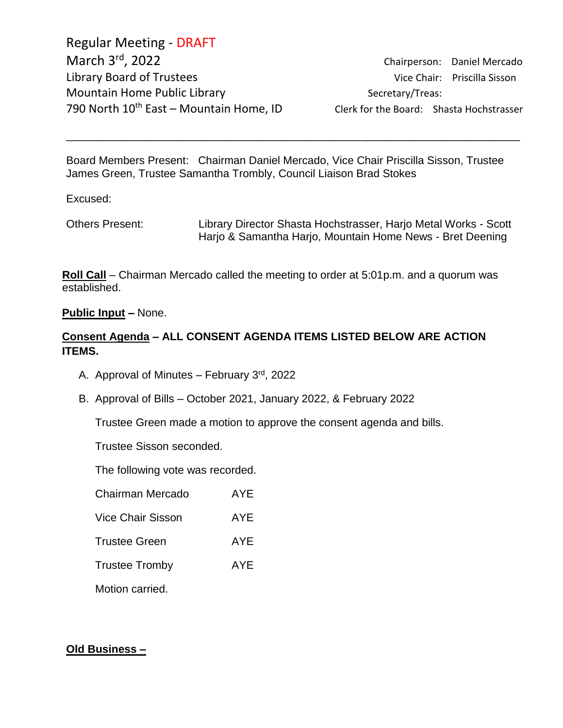Regular Meeting - DRAFT
March 3rd, 2022
Library Board of Trustees
Mountain Home Public Library
790 North 10th East – Mountain Home, ID

Chairperson: Daniel Mercado
Vice Chair: Priscilla Sisson
Secretary/Treas:
Clerk for the Board: Shasta Hochstrasser

---

Board Members Present: Chairman Daniel Mercado, Vice Chair Priscilla Sisson, Trustee James Green, Trustee Samantha Trombly, Council Liaison Brad Stokes

Excused:

Others Present: Library Director Shasta Hochstrasser, Harjo Metal Works - Scott Harjo & Samantha Harjo, Mountain Home News - Bret Deening

**Roll Call** – Chairman Mercado called the meeting to order at 5:01p.m. and a quorum was established.

**Public Input –** None.

**Consent Agenda – ALL CONSENT AGENDA ITEMS LISTED BELOW ARE ACTION ITEMS.**

A. Approval of Minutes – February 3rd, 2022

B. Approval of Bills – October 2021, January 2022, & February 2022

Trustee Green made a motion to approve the consent agenda and bills.

Trustee Sisson seconded.

The following vote was recorded.

| | |
|---|---|
| Chairman Mercado | AYE |
| Vice Chair Sisson | AYE |
| Trustee Green | AYE |
| Trustee Tromby | AYE |

Motion carried.

**Old Business –**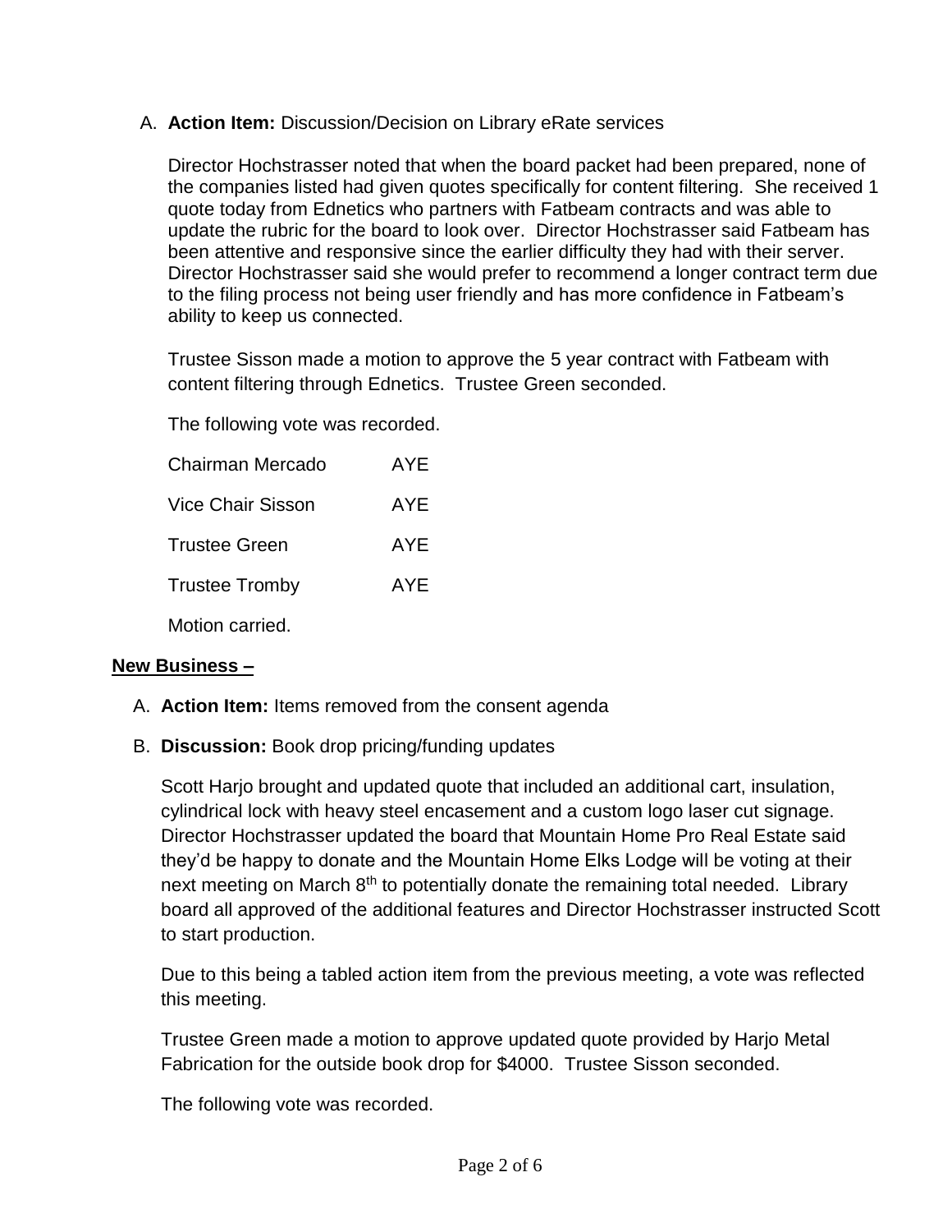A. **Action Item:** Discussion/Decision on Library eRate services

   Director Hochstrasser noted that when the board packet had been prepared, none of the companies listed had given quotes specifically for content filtering. She received 1 quote today from Ednetics who partners with Fatbeam contracts and was able to update the rubric for the board to look over. Director Hochstrasser said Fatbeam has been attentive and responsive since the earlier difficulty they had with their server. Director Hochstrasser said she would prefer to recommend a longer contract term due to the filing process not being user friendly and has more confidence in Fatbeam's ability to keep us connected.

   Trustee Sisson made a motion to approve the 5 year contract with Fatbeam with content filtering through Ednetics. Trustee Green seconded.

   The following vote was recorded.

   | | |
   |---|---|
   | Chairman Mercado | AYE |
   | Vice Chair Sisson | AYE |
   | Trustee Green | AYE |
   | Trustee Tromby | AYE |

   Motion carried.

**New Business –**

A. **Action Item:** Items removed from the consent agenda

B. **Discussion:** Book drop pricing/funding updates

   Scott Harjo brought and updated quote that included an additional cart, insulation, cylindrical lock with heavy steel encasement and a custom logo laser cut signage. Director Hochstrasser updated the board that Mountain Home Pro Real Estate said they'd be happy to donate and the Mountain Home Elks Lodge will be voting at their next meeting on March 8th to potentially donate the remaining total needed. Library board all approved of the additional features and Director Hochstrasser instructed Scott to start production.

   Due to this being a tabled action item from the previous meeting, a vote was reflected this meeting.

   Trustee Green made a motion to approve updated quote provided by Harjo Metal Fabrication for the outside book drop for $4000. Trustee Sisson seconded.

   The following vote was recorded.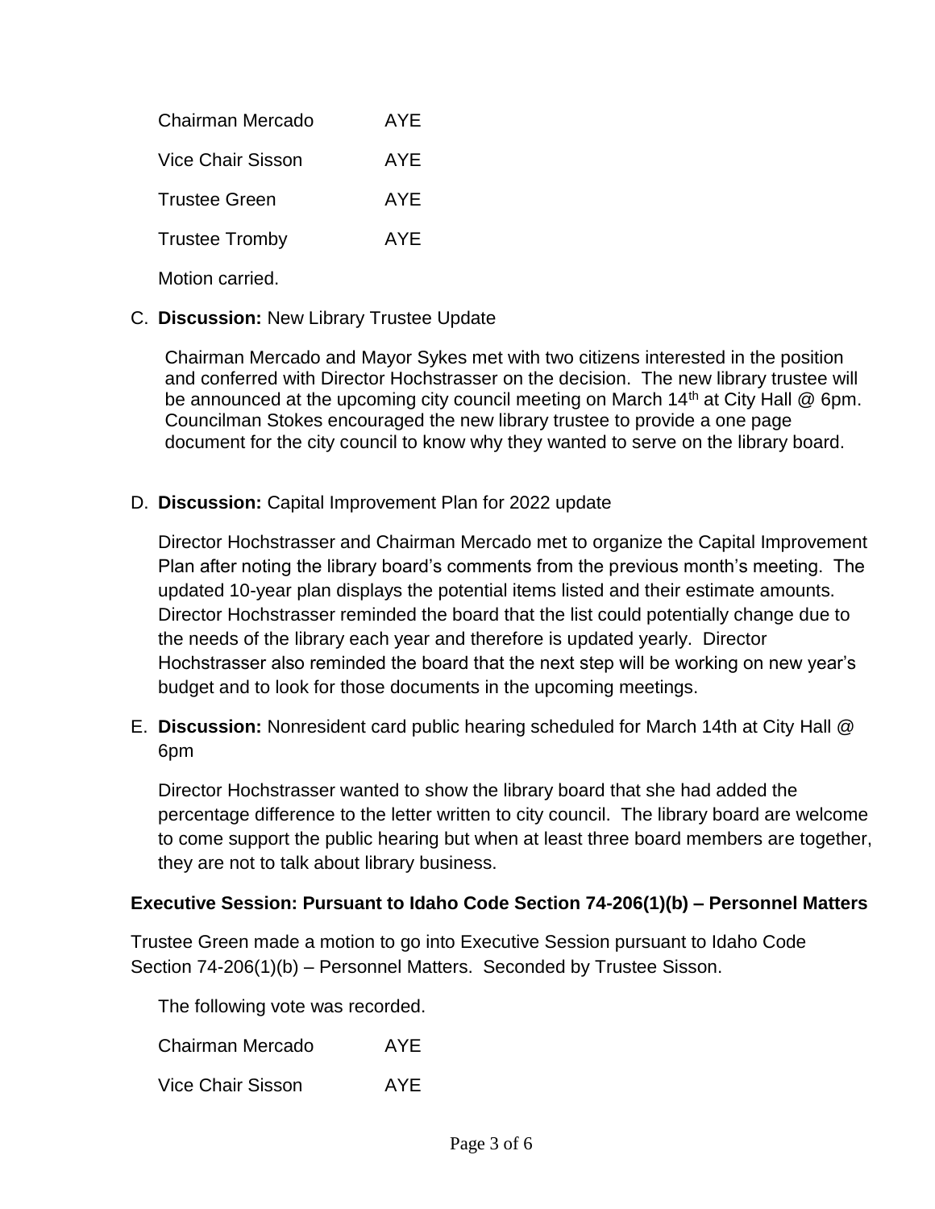| | |
|---|---|
| Chairman Mercado | AYE |
| Vice Chair Sisson | AYE |
| Trustee Green | AYE |
| Trustee Tromby | AYE |

Motion carried.

C. **Discussion:** New Library Trustee Update

Chairman Mercado and Mayor Sykes met with two citizens interested in the position and conferred with Director Hochstrasser on the decision. The new library trustee will be announced at the upcoming city council meeting on March 14th at City Hall @ 6pm. Councilman Stokes encouraged the new library trustee to provide a one page document for the city council to know why they wanted to serve on the library board.

D. **Discussion:** Capital Improvement Plan for 2022 update

Director Hochstrasser and Chairman Mercado met to organize the Capital Improvement Plan after noting the library board's comments from the previous month's meeting. The updated 10-year plan displays the potential items listed and their estimate amounts. Director Hochstrasser reminded the board that the list could potentially change due to the needs of the library each year and therefore is updated yearly. Director Hochstrasser also reminded the board that the next step will be working on new year's budget and to look for those documents in the upcoming meetings.

E. **Discussion:** Nonresident card public hearing scheduled for March 14th at City Hall @ 6pm

Director Hochstrasser wanted to show the library board that she had added the percentage difference to the letter written to city council. The library board are welcome to come support the public hearing but when at least three board members are together, they are not to talk about library business.

**Executive Session: Pursuant to Idaho Code Section 74-206(1)(b) – Personnel Matters**

Trustee Green made a motion to go into Executive Session pursuant to Idaho Code Section 74-206(1)(b) – Personnel Matters. Seconded by Trustee Sisson.

The following vote was recorded.

| | |
|---|---|
| Chairman Mercado | AYE |
| Vice Chair Sisson | AYE |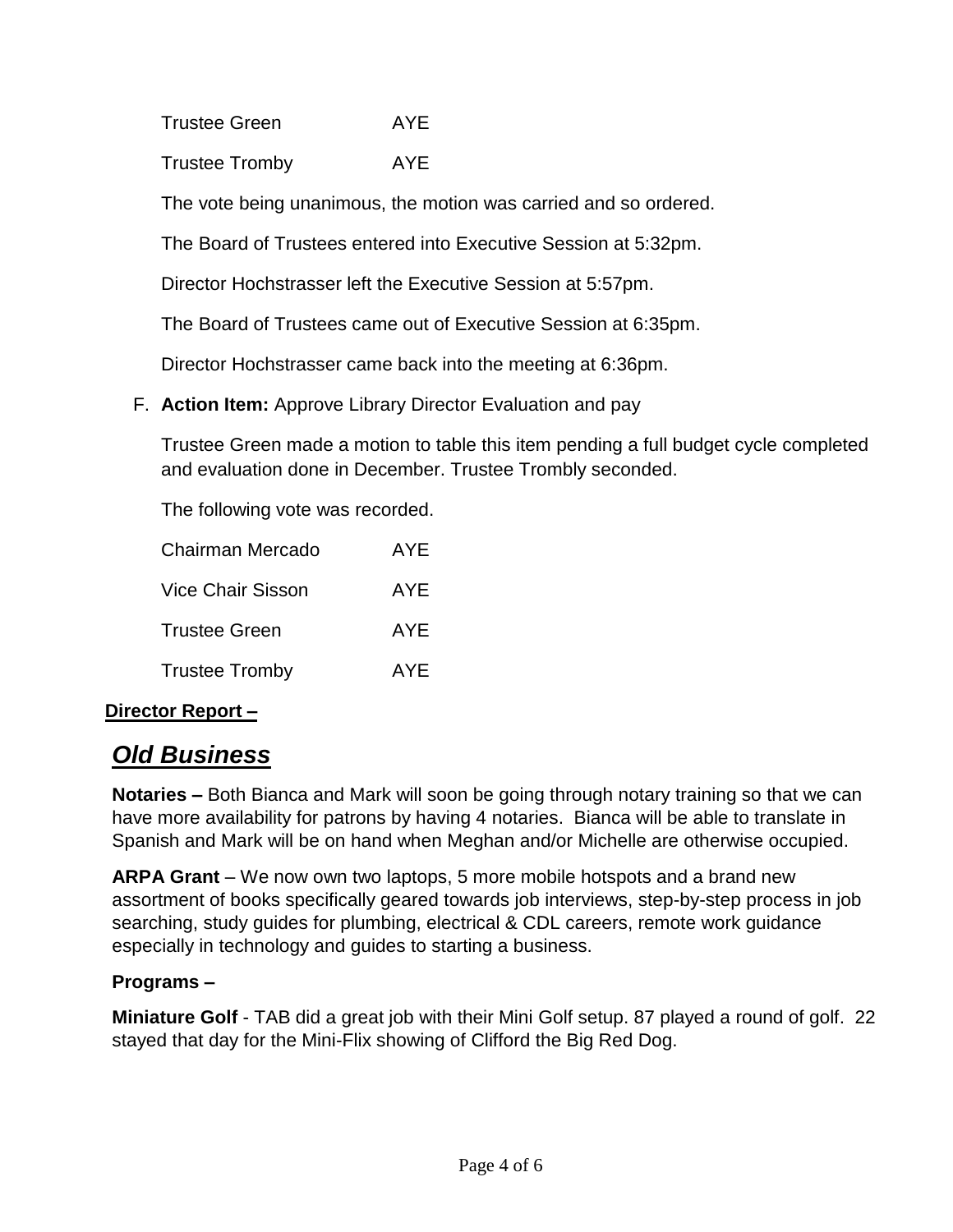Trustee Green AYE

Trustee Tromby AYE

The vote being unanimous, the motion was carried and so ordered.

The Board of Trustees entered into Executive Session at 5:32pm.

Director Hochstrasser left the Executive Session at 5:57pm.

The Board of Trustees came out of Executive Session at 6:35pm.

Director Hochstrasser came back into the meeting at 6:36pm.

F. **Action Item:** Approve Library Director Evaluation and pay

Trustee Green made a motion to table this item pending a full budget cycle completed and evaluation done in December. Trustee Trombly seconded.

The following vote was recorded.

Chairman Mercado AYE

Vice Chair Sisson AYE

Trustee Green AYE

Trustee Tromby AYE

**Director Report –**

## ***Old Business***

**Notaries –** Both Bianca and Mark will soon be going through notary training so that we can have more availability for patrons by having 4 notaries. Bianca will be able to translate in Spanish and Mark will be on hand when Meghan and/or Michelle are otherwise occupied.

**ARPA Grant** – We now own two laptops, 5 more mobile hotspots and a brand new assortment of books specifically geared towards job interviews, step-by-step process in job searching, study guides for plumbing, electrical & CDL careers, remote work guidance especially in technology and guides to starting a business.

**Programs –**

**Miniature Golf** - TAB did a great job with their Mini Golf setup. 87 played a round of golf. 22 stayed that day for the Mini-Flix showing of Clifford the Big Red Dog.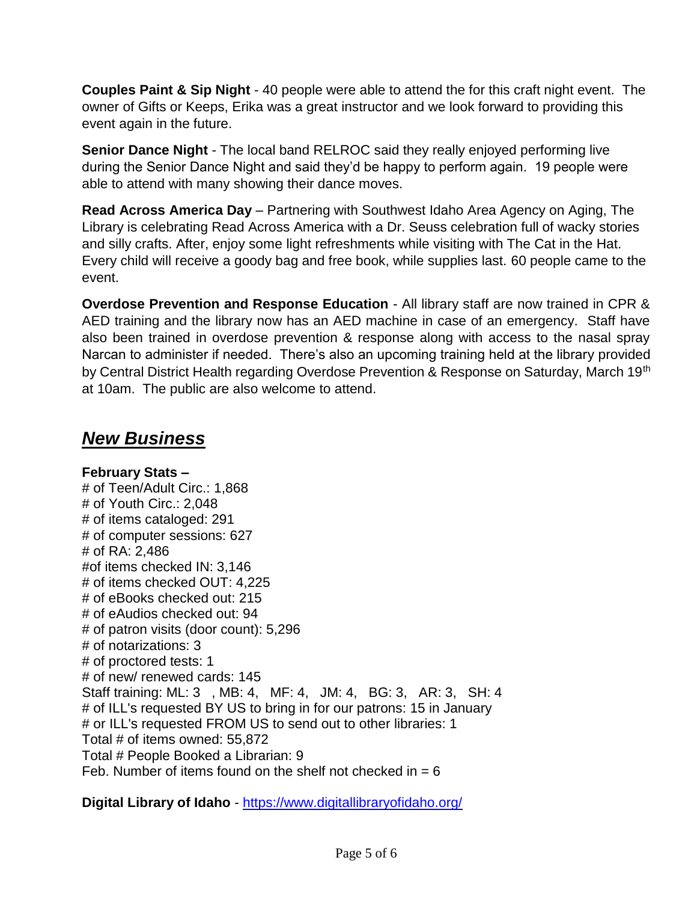**Couples Paint & Sip Night** - 40 people were able to attend the for this craft night event. The owner of Gifts or Keeps, Erika was a great instructor and we look forward to providing this event again in the future.

**Senior Dance Night** - The local band RELROC said they really enjoyed performing live during the Senior Dance Night and said they'd be happy to perform again. 19 people were able to attend with many showing their dance moves.

**Read Across America Day** – Partnering with Southwest Idaho Area Agency on Aging, The Library is celebrating Read Across America with a Dr. Seuss celebration full of wacky stories and silly crafts. After, enjoy some light refreshments while visiting with The Cat in the Hat. Every child will receive a goody bag and free book, while supplies last. 60 people came to the event.

**Overdose Prevention and Response Education** - All library staff are now trained in CPR & AED training and the library now has an AED machine in case of an emergency. Staff have also been trained in overdose prevention & response along with access to the nasal spray Narcan to administer if needed. There's also an upcoming training held at the library provided by Central District Health regarding Overdose Prevention & Response on Saturday, March 19th at 10am. The public are also welcome to attend.

## ***New Business***

**February Stats –**

# of Teen/Adult Circ.: 1,868
# of Youth Circ.: 2,048
# of items cataloged: 291
# of computer sessions: 627
# of RA: 2,486
#of items checked IN: 3,146
# of items checked OUT: 4,225
# of eBooks checked out: 215
# of eAudios checked out: 94
# of patron visits (door count): 5,296
# of notarizations: 3
# of proctored tests: 1
# of new/ renewed cards: 145
Staff training: ML: 3 , MB: 4, MF: 4, JM: 4, BG: 3, AR: 3, SH: 4
# of ILL's requested BY US to bring in for our patrons: 15 in January
# or ILL's requested FROM US to send out to other libraries: 1
Total # of items owned: 55,872
Total # People Booked a Librarian: 9
Feb. Number of items found on the shelf not checked in = 6

**Digital Library of Idaho** - https://www.digitallibraryofidaho.org/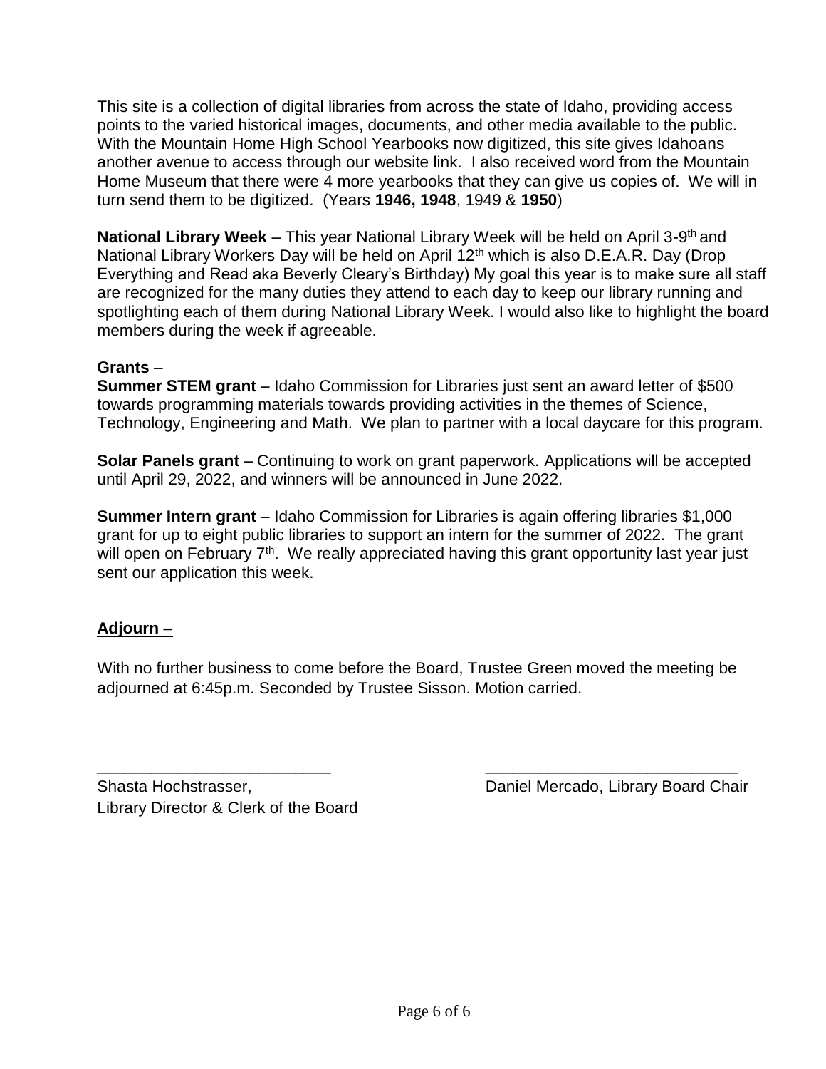This site is a collection of digital libraries from across the state of Idaho, providing access points to the varied historical images, documents, and other media available to the public. With the Mountain Home High School Yearbooks now digitized, this site gives Idahoans another avenue to access through our website link. I also received word from the Mountain Home Museum that there were 4 more yearbooks that they can give us copies of. We will in turn send them to be digitized. (Years **1946, 1948**, 1949 & **1950**)

**National Library Week** – This year National Library Week will be held on April 3-9th and National Library Workers Day will be held on April 12th which is also D.E.A.R. Day (Drop Everything and Read aka Beverly Cleary's Birthday) My goal this year is to make sure all staff are recognized for the many duties they attend to each day to keep our library running and spotlighting each of them during National Library Week. I would also like to highlight the board members during the week if agreeable.

**Grants** –
**Summer STEM grant** – Idaho Commission for Libraries just sent an award letter of $500 towards programming materials towards providing activities in the themes of Science, Technology, Engineering and Math. We plan to partner with a local daycare for this program.

**Solar Panels grant** – Continuing to work on grant paperwork. Applications will be accepted until April 29, 2022, and winners will be announced in June 2022.

**Summer Intern grant** – Idaho Commission for Libraries is again offering libraries $1,000 grant for up to eight public libraries to support an intern for the summer of 2022. The grant will open on February 7th. We really appreciated having this grant opportunity last year just sent our application this week.

## Adjourn –

With no further business to come before the Board, Trustee Green moved the meeting be adjourned at 6:45p.m. Seconded by Trustee Sisson. Motion carried.

___________________________

Shasta Hochstrasser,
Library Director & Clerk of the Board

___________________________

Daniel Mercado, Library Board Chair